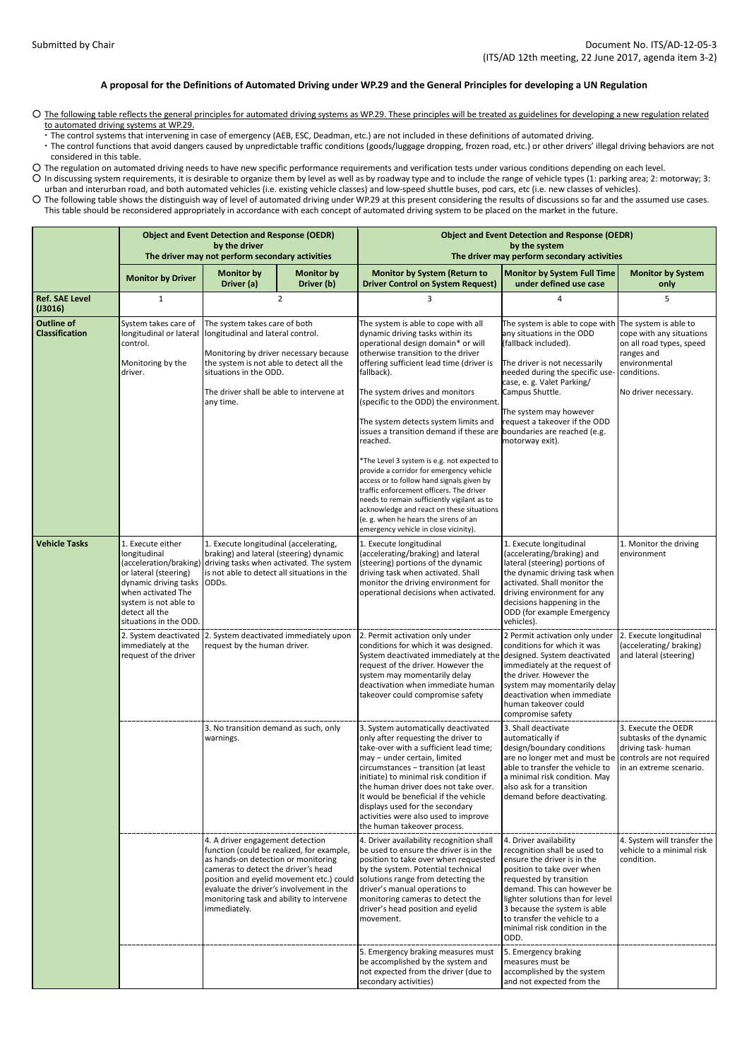Submitted by Chair

Document No. ITS/AD-12-05-3
(ITS/AD 12th meeting, 22 June 2017, agenda item 3-2)

## A proposal for the Definitions of Automated Driving under WP.29 and the General Principles for developing a UN Regulation

○ The following table reflects the general principles for automated driving systems as WP.29. These principles will be treated as guidelines for developing a new regulation related to automated driving systems at WP.29.

- The control systems that intervening in case of emergency (AEB, ESC, Deadman, etc.) are not included in these definitions of automated driving.
- The control functions that avoid dangers caused by unpredictable traffic conditions (goods/luggage dropping, frozen road, etc.) or other drivers' illegal driving behaviors are not considered in this table.

○ The regulation on automated driving needs to have new specific performance requirements and verification tests under various conditions depending on each level.

○ In discussing system requirements, it is desirable to organize them by level as well as by roadway type and to include the range of vehicle types (1: parking area; 2: motorway; 3: urban and interurban road, and both automated vehicles (i.e. existing vehicle classes) and low-speed shuttle buses, pod cars, etc (i.e. new classes of vehicles).

○ The following table shows the distinguish way of level of automated driving under WP.29 at this present considering the results of discussions so far and the assumed use cases. This table should be reconsidered appropriately in accordance with each concept of automated driving system to be placed on the market in the future.

| | Object and Event Detection and Response (OEDR) by the driver<br>The driver may not perform secondary activities | | | Object and Event Detection and Response (OEDR) by the system<br>The driver may perform secondary activities | | |
|---|---|---|---|---|---|---|
| | **Monitor by Driver** | **Monitor by Driver (a)** | **Monitor by Driver (b)** | **Monitor by System (Return to Driver Control on System Request)** | **Monitor by System Full Time under defined use case** | **Monitor by System only** |
| **Ref. SAE Level (J3016)** | 1 | 2 | | 3 | 4 | 5 |
| **Outline of Classification** | System takes care of longitudinal or lateral control.<br><br>Monitoring by the driver. | The system takes care of both longitudinal and lateral control.<br><br>Monitoring by driver necessary because the system is not able to detect all the situations in the ODD.<br><br>The driver shall be able to intervene at any time. | | The system is able to cope with all dynamic driving tasks within its operational design domain* or will otherwise transition to the driver offering sufficient lead time (driver is fallback).<br><br>The system drives and monitors (specific to the ODD) the environment.<br><br>The system detects system limits and issues a transition demand if these are reached.<br><br>*The Level 3 system is e.g. not expected to provide a corridor for emergency vehicle access or to follow hand signals given by traffic enforcement officers. The driver needs to remain sufficiently vigilant as to acknowledge and react on these situations (e. g. when he hears the sirens of an emergency vehicle in close vicinity). | The system is able to cope with any situations in the ODD (fallback included).<br><br>The driver is not necessarily needed during the specific use-case, e. g. Valet Parking/ Campus Shuttle.<br><br>The system may however request a takeover if the ODD boundaries are reached (e.g. motorway exit). | The system is able to cope with any situations on all road types, speed ranges and environmental conditions.<br><br>No driver necessary. |
| **Vehicle Tasks** | 1. Execute either longitudinal (acceleration/braking) or lateral (steering) dynamic driving tasks when activated The system is not able to detect all the situations in the ODD. | 1. Execute longitudinal (accelerating, braking) and lateral (steering) dynamic driving tasks when activated. The system is not able to detect all situations in the ODDs. | | 1. Execute longitudinal (accelerating/braking) and lateral (steering) portions of the dynamic driving task when activated. Shall monitor the driving environment for operational decisions when activated. | 1. Execute longitudinal (accelerating/braking) and lateral (steering) portions of the dynamic driving task when activated. Shall monitor the driving environment for any decisions happening in the ODD (for example Emergency vehicles). | 1. Monitor the driving environment |
| | 2. System deactivated immediately at the request of the driver | 2. System deactivated immediately upon request by the human driver. | | 2. Permit activation only under conditions for which it was designed. System deactivated immediately at the request of the driver. However the system may momentarily delay deactivation when immediate human takeover could compromise safety | 2 Permit activation only under conditions for which it was designed. System deactivated immediately at the request of the driver. However the system may momentarily delay deactivation when immediate human takeover could compromise safety | 2. Execute longitudinal (accelerating/ braking) and lateral (steering) |
| | | 3. No transition demand as such, only warnings. | | 3. System automatically deactivated only after requesting the driver to take-over with a sufficient lead time; may – under certain, limited circumstances – transition (at least initiate) to minimal risk condition if the human driver does not take over. It would be beneficial if the vehicle displays used for the secondary activities were also used to improve the human takeover process. | 3. Shall deactivate automatically if design/boundary conditions are no longer met and must be able to transfer the vehicle to a minimal risk condition. May also ask for a transition demand before deactivating. | 3. Execute the OEDR subtasks of the dynamic driving task- human controls are not required in an extreme scenario. |
| | | 4. A driver engagement detection function (could be realized, for example, as hands-on detection or monitoring cameras to detect the driver's head position and eyelid movement etc.) could evaluate the driver's involvement in the monitoring task and ability to intervene immediately. | | 4. Driver availability recognition shall be used to ensure the driver is in the position to take over when requested by the system. Potential technical solutions range from detecting the driver's manual operations to monitoring cameras to detect the driver's head position and eyelid movement. | 4. Driver availability recognition shall be used to ensure the driver is in the position to take over when requested by transition demand. This can however be lighter solutions than for level 3 because the system is able to transfer the vehicle to a minimal risk condition in the ODD. | 4. System will transfer the vehicle to a minimal risk condition. |
| | | | | 5. Emergency braking measures must be accomplished by the system and not expected from the driver (due to secondary activities) | 5. Emergency braking measures must be accomplished by the system and not expected from the | |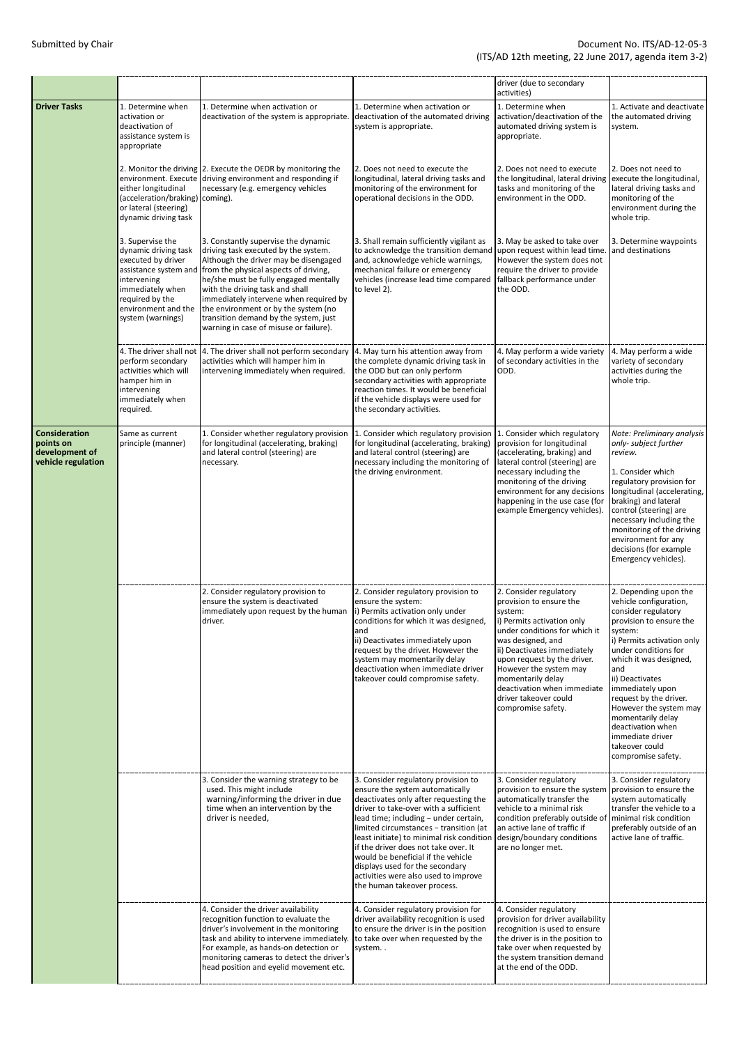| | | | | | |
|---|---|---|---|---|---|
| | | | | driver (due to secondary activities) | |
| **Driver Tasks** | 1. Determine when activation or deactivation of assistance system is appropriate | 1. Determine when activation or deactivation of the system is appropriate. | 1. Determine when activation or deactivation of the automated driving system is appropriate. | 1. Determine when activation/deactivation of the automated driving system is appropriate. | 1. Activate and deactivate the automated driving system. |
| | 2. Monitor the driving environment. Execute either longitudinal (acceleration/braking) or lateral (steering) dynamic driving task | 2. Execute the OEDR by monitoring the driving environment and responding if necessary (e.g. emergency vehicles coming). | 2. Does not need to execute the longitudinal, lateral driving tasks and monitoring of the environment for operational decisions in the ODD. | 2. Does not need to execute the longitudinal, lateral driving tasks and monitoring of the environment in the ODD. | 2. Does not need to execute the longitudinal, lateral driving tasks and monitoring of the environment during the whole trip. |
| | 3. Supervise the dynamic driving task executed by driver assistance system and intervening immediately when required by the environment and the system (warnings) | 3. Constantly supervise the dynamic driving task executed by the system. Although the driver may be disengaged from the physical aspects of driving, he/she must be fully engaged mentally with the driving task and shall immediately intervene when required by the environment or by the system (no transition demand by the system, just warning in case of misuse or failure). | 3. Shall remain sufficiently vigilant as to acknowledge the transition demand and, acknowledge vehicle warnings, mechanical failure or emergency vehicles (increase lead time compared to level 2). | 3. May be asked to take over upon request within lead time. However the system does not require the driver to provide fallback performance under the ODD. | 3. Determine waypoints and destinations |
| | 4. The driver shall not perform secondary activities which will hamper him in intervening immediately when required. | 4. The driver shall not perform secondary activities which will hamper him in intervening immediately when required. | 4. May turn his attention away from the complete dynamic driving task in the ODD but can only perform secondary activities with appropriate reaction times. It would be beneficial if the vehicle displays were used for the secondary activities. | 4. May perform a wide variety of secondary activities in the ODD. | 4. May perform a wide variety of secondary activities during the whole trip. |
| **Consideration points on development of vehicle regulation** | Same as current principle (manner) | 1. Consider whether regulatory provision for longitudinal (accelerating, braking) and lateral control (steering) are necessary. | 1. Consider which regulatory provision for longitudinal (accelerating, braking) and lateral control (steering) are necessary including the monitoring of the driving environment. | 1. Consider which regulatory provision for longitudinal (accelerating, braking) and lateral control (steering) are necessary including the monitoring of the driving environment for any decisions happening in the use case (for example Emergency vehicles). | *Note: Preliminary analysis only- subject further review.*<br><br>1. Consider which regulatory provision for longitudinal (accelerating, braking) and lateral control (steering) are necessary including the monitoring of the driving environment for any decisions (for example Emergency vehicles). |
| | | 2. Consider regulatory provision to ensure the system is deactivated immediately upon request by the human driver. | 2. Consider regulatory provision to ensure the system:<br>i) Permits activation only under conditions for which it was designed, and<br>ii) Deactivates immediately upon request by the driver. However the system may momentarily delay deactivation when immediate driver takeover could compromise safety. | 2. Consider regulatory provision to ensure the system:<br>i) Permits activation only under conditions for which it was designed, and<br>ii) Deactivates immediately upon request by the driver. However the system may momentarily delay deactivation when immediate driver takeover could compromise safety. | 2. Depending upon the vehicle configuration, consider regulatory provision to ensure the system:<br>i) Permits activation only under conditions for which it was designed, and<br>ii) Deactivates immediately upon request by the driver. However the system may momentarily delay deactivation when immediate driver takeover could compromise safety. |
| | | 3. Consider the warning strategy to be used. This might include warning/informing the driver in due time when an intervention by the driver is needed, | 3. Consider regulatory provision to ensure the system automatically deactivates only after requesting the driver to take-over with a sufficient lead time; including – under certain, limited circumstances – transition (at least initiate) to minimal risk condition if the driver does not take over. It would be beneficial if the vehicle displays used for the secondary activities were also used to improve the human takeover process. | 3. Consider regulatory provision to ensure the system automatically transfer the vehicle to a minimal risk condition preferably outside of an active lane of traffic if design/boundary conditions are no longer met. | 3. Consider regulatory provision to ensure the system automatically transfer the vehicle to a minimal risk condition preferably outside of an active lane of traffic. |
| | | 4. Consider the driver availability recognition function to evaluate the driver's involvement in the monitoring task and ability to intervene immediately. For example, as hands-on detection or monitoring cameras to detect the driver's head position and eyelid movement etc. | 4. Consider regulatory provision for driver availability recognition is used to ensure the driver is in the position to take over when requested by the system. . | 4. Consider regulatory provision for driver availability recognition is used to ensure the driver is in the position to take over when requested by the system transition demand at the end of the ODD. | |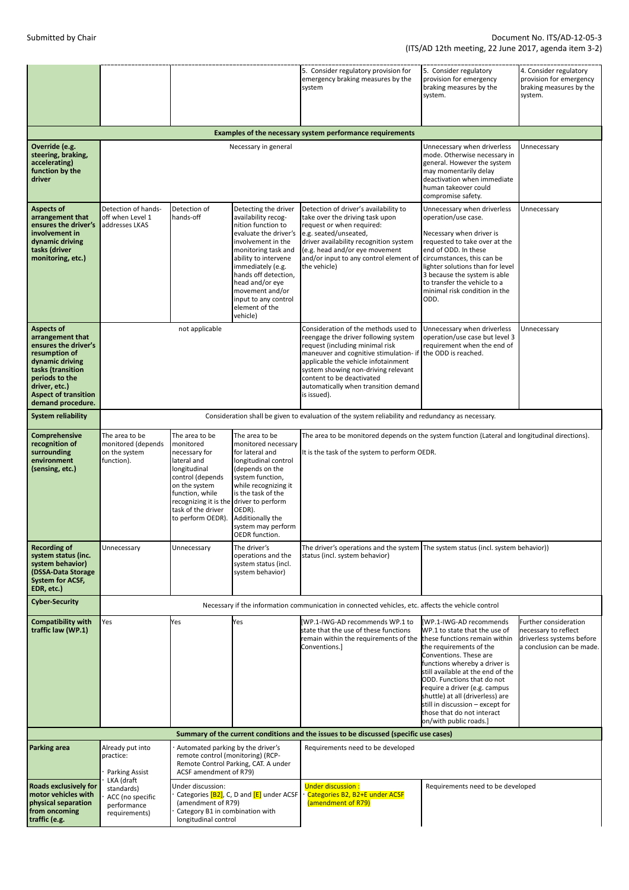| | | | | | | |
|---|---|---|---|---|---|---|
| | | | | 5. Consider regulatory provision for emergency braking measures by the system | 5. Consider regulatory provision for emergency braking measures by the system. | 4. Consider regulatory provision for emergency braking measures by the system. |
| **Examples of the necessary system performance requirements** | | | | | | |
| **Override (e.g. steering, braking, accelerating) function by the driver** | Necessary in general | | | | Unnecessary when driverless mode. Otherwise necessary in general. However the system may momentarily delay deactivation when immediate human takeover could compromise safety. | Unnecessary |
| **Aspects of arrangement that ensures the driver's involvement in dynamic driving tasks (driver monitoring, etc.)** | Detection of hands-off when Level 1 addresses LKAS | Detection of hands-off | Detecting the driver availability recognition function to evaluate the driver's involvement in the monitoring task and ability to intervene immediately (e.g. hands off detection, head and/or eye movement and/or input to any control element of the vehicle) | Detection of driver's availability to take over the driving task upon request or when required: e.g. seated/unseated, driver availability recognition system (e.g. head and/or eye movement and/or input to any control element of the vehicle) | Unnecessary when driverless operation/use case.<br><br>Necessary when driver is requested to take over at the end of ODD. In these circumstances, this can be lighter solutions than for level 3 because the system is able to transfer the vehicle to a minimal risk condition in the ODD. | Unnecessary |
| **Aspects of arrangement that ensures the driver's resumption of dynamic driving tasks (transition periods to the driver, etc.) Aspect of transition demand procedure.** | not applicable | | | Consideration of the methods used to reengage the driver following system request (including minimal risk maneuver and cognitive stimulation- if applicable the vehicle infotainment system showing non-driving relevant content to be deactivated automatically when transition demand is issued). | Unnecessary when driverless operation/use case but level 3 requirement when the end of the ODD is reached. | Unnecessary |
| **System reliability** | Consideration shall be given to evaluation of the system reliability and redundancy as necessary. | | | | | |
| **Comprehensive recognition of surrounding environment (sensing, etc.)** | The area to be monitored (depends on the system function). | The area to be monitored necessary for lateral and longitudinal control (depends on the system function, while recognizing it is the task of the driver to perform OEDR). | The area to be monitored necessary for lateral and longitudinal control (depends on the system function, while recognizing it is the task of the driver to perform OEDR). Additionally the system may perform OEDR function. | The area to be monitored depends on the system function (Lateral and longitudinal directions).<br><br>It is the task of the system to perform OEDR. | | |
| **Recording of system status (inc. system behavior) (DSSA-Data Storage System for ACSF, EDR, etc.)** | Unnecessary | Unnecessary | The driver's operations and the system status (incl. system behavior) | The driver's operations and the system status (incl. system behavior) | The system status (incl. system behavior)) | |
| **Cyber-Security** | Necessary if the information communication in connected vehicles, etc. affects the vehicle control | | | | | |
| **Compatibility with traffic law (WP.1)** | Yes | Yes | Yes | [WP.1-IWG-AD recommends WP.1 to state that the use of these functions remain within the requirements of the Conventions.] | [WP.1-IWG-AD recommends WP.1 to state that the use of these functions remain within the requirements of the Conventions. These are functions whereby a driver is still available at the end of the ODD. Functions that do not require a driver (e.g. campus shuttle) at all (driverless) are still in discussion – except for those that do not interact on/with public roads.] | Further consideration necessary to reflect driverless systems before a conclusion can be made. |
| **Summary of the current conditions and the issues to be discussed (specific use cases)** | | | | | | |
| **Parking area** | Already put into practice:<br>· Parking Assist<br>· LKA (draft standards)<br>· ACC (no specific performance requirements) | · Automated parking by the driver's remote control (monitoring) (RCP-Remote Control Parking, CAT. A under ACSF amendment of R79) | | Requirements need to be developed | | |
| **Roads exclusively for motor vehicles with physical separation from oncoming traffic (e.g.** | | Under discussion:<br>· Categories [B2], C, D and [E] under ACSF (amendment of R79)<br>· Category B1 in combination with longitudinal control | | Under discussion :<br>· Categories B2, B2+E under ACSF (amendment of R79) | Requirements need to be developed | |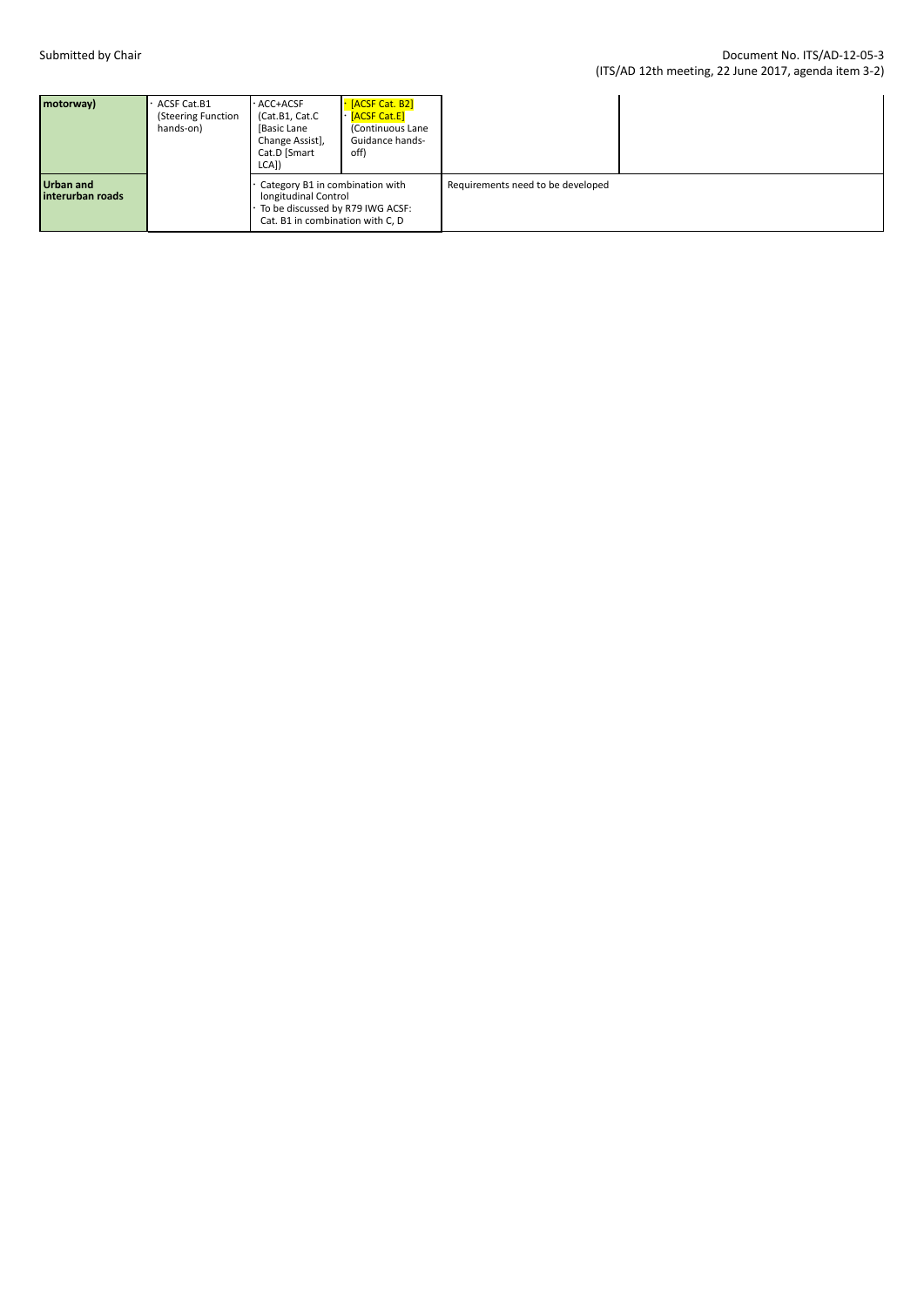| | | | | | |
|---|---|---|---|---|---|
| **motorway)** | · ACSF Cat.B1 (Steering Function hands-on) | · ACC+ACSF (Cat.B1, Cat.C [Basic Lane Change Assist], Cat.D [Smart LCA]) | · [ACSF Cat. B2] · [ACSF Cat.E] (Continuous Lane Guidance hands-off) | | |
| **Urban and interurban roads** | | · Category B1 in combination with longitudinal Control · To be discussed by R79 IWG ACSF: Cat. B1 in combination with C, D | | Requirements need to be developed | |